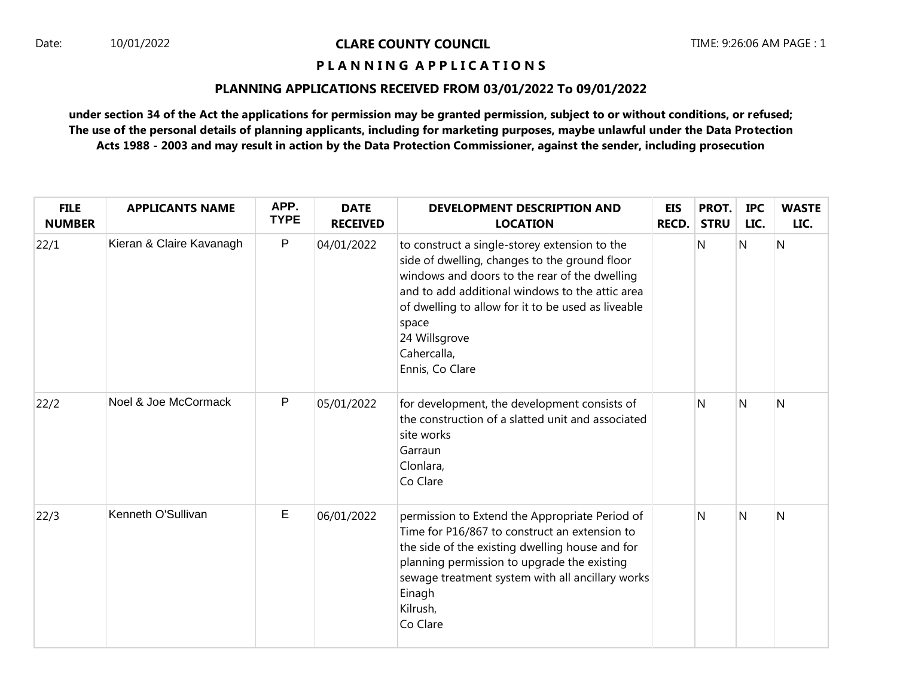Date: 10/01/2022

# CLARE COUNTY COUNCIL

## P L A N N I N G A P P L I C A T I O N S

### PLANNING APPLICATIONS RECEIVED FROM 03/01/2022 To 09/01/2022

**under section 34 of the Act the applications for permission may be granted permission, subject to or without conditions, or refused; The use of the personal details of planning applicants, including for marketing purposes, maybe unlawful under the Data Protection Acts 1988 - 2003 and may result in action by the Data Protection Commissioner, against the sender, including prosecution**

| FILE NUMBER | APPLICANTS NAME | APP. TYPE | DATE RECEIVED | DEVELOPMENT DESCRIPTION AND LOCATION | EIS RECD. | PROT. STRU | IPC LIC. | WASTE LIC. |
|---|---|---|---|---|---|---|---|---|
| 22/1 | Kieran & Claire Kavanagh | P | 04/01/2022 | to construct a single-storey extension to the side of dwelling, changes to the ground floor windows and doors to the rear of the dwelling and to add additional windows to the attic area of dwelling to allow for it to be used as liveable space<br>24 Willsgrove<br>Cahercalla,<br>Ennis, Co Clare | | N | N | N |
| 22/2 | Noel & Joe McCormack | P | 05/01/2022 | for development, the development consists of the construction of a slatted unit and associated site works<br>Garraun<br>Clonlara,<br>Co Clare | | N | N | N |
| 22/3 | Kenneth O'Sullivan | E | 06/01/2022 | permission to Extend the Appropriate Period of Time for P16/867 to construct an extension to the side of the existing dwelling house and for planning permission to upgrade the existing sewage treatment system with all ancillary works<br>Einagh<br>Kilrush,<br>Co Clare | | N | N | N |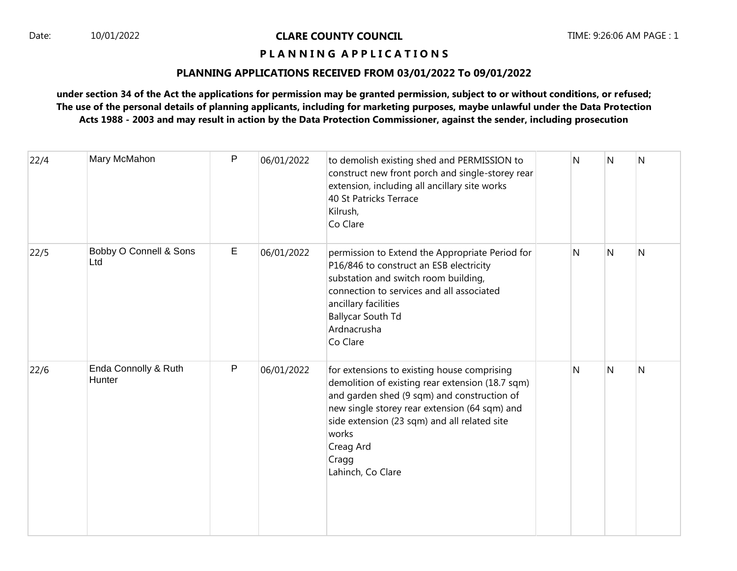CLARE COUNTY COUNCIL

**P L A N N I N G A P P L I C A T I O N S**

**PLANNING APPLICATIONS RECEIVED FROM 03/01/2022 To 09/01/2022**

**under section 34 of the Act the applications for permission may be granted permission, subject to or without conditions, or refused; The use of the personal details of planning applicants, including for marketing purposes, maybe unlawful under the Data Protection Acts 1988 - 2003 and may result in action by the Data Protection Commissioner, against the sender, including prosecution**

| | | | | | | | | |
|---|---|---|---|---|---|---|---|---|
| 22/4 | Mary McMahon | P | 06/01/2022 | to demolish existing shed and PERMISSION to construct new front porch and single-storey rear extension, including all ancillary site works<br>40 St Patricks Terrace<br>Kilrush,<br>Co Clare | | N | N | N |
| 22/5 | Bobby O Connell & Sons Ltd | E | 06/01/2022 | permission to Extend the Appropriate Period for P16/846 to construct an ESB electricity substation and switch room building, connection to services and all associated ancillary facilities<br>Ballycar South Td<br>Ardnacrusha<br>Co Clare | | N | N | N |
| 22/6 | Enda Connolly & Ruth Hunter | P | 06/01/2022 | for extensions to existing house comprising demolition of existing rear extension (18.7 sqm) and garden shed (9 sqm) and construction of new single storey rear extension (64 sqm) and side extension (23 sqm) and all related site works<br>Creag Ard<br>Cragg<br>Lahinch, Co Clare | | N | N | N |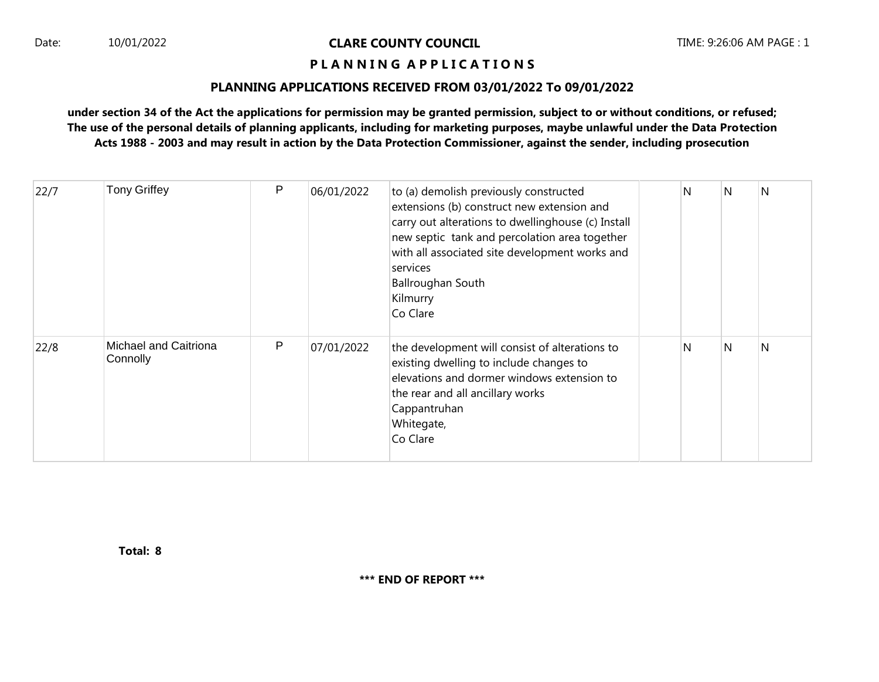Date: 10/01/2022

**CLARE COUNTY COUNCIL**

TIME: 9:26:06 AM PAGE : 1

## P L A N N I N G A P P L I C A T I O N S

### PLANNING APPLICATIONS RECEIVED FROM 03/01/2022 To 09/01/2022

**under section 34 of the Act the applications for permission may be granted permission, subject to or without conditions, or refused; The use of the personal details of planning applicants, including for marketing purposes, maybe unlawful under the Data Protection Acts 1988 - 2003 and may result in action by the Data Protection Commissioner, against the sender, including prosecution**

| | | | | | | | | |
|---|---|---|---|---|---|---|---|---|
| 22/7 | Tony Griffey | P | 06/01/2022 | to (a) demolish previously constructed extensions (b) construct new extension and carry out alterations to dwellinghouse (c) Install new septic tank and percolation area together with all associated site development works and services<br>Ballroughan South<br>Kilmurry<br>Co Clare | | N | N | N |
| 22/8 | Michael and Caitriona Connolly | P | 07/01/2022 | the development will consist of alterations to existing dwelling to include changes to elevations and dormer windows extension to the rear and all ancillary works<br>Cappantruhan<br>Whitegate,<br>Co Clare | | N | N | N |

**Total: 8**

**\*\*\* END OF REPORT \*\*\***